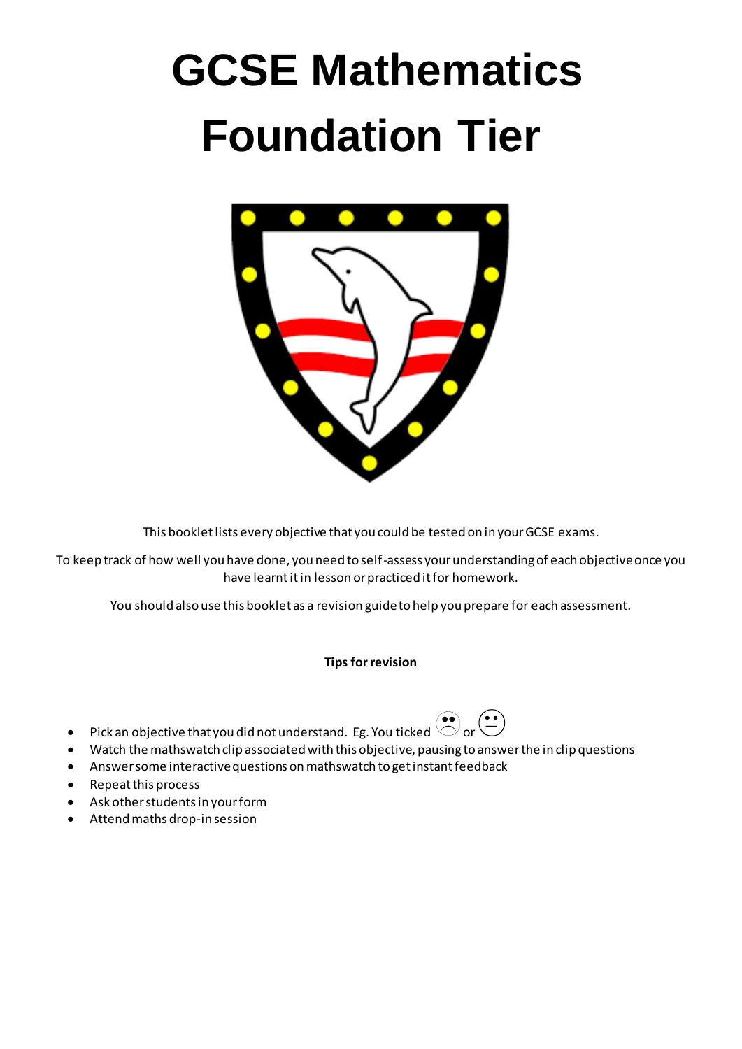# GCSE Mathematics Foundation Tier

This booklet lists every objective that you could be tested on in your GCSE exams.

To keep track of how well you have done, you need to self-assess your understanding of each objective once you have learnt it in lesson or practiced it for homework.

You should also use this booklet as a revision guide to help you prepare for each assessment.

**Tips for revision**

- Pick an objective that you did not understand. Eg. You ticked ☹ or 😐
- Watch the mathswatch clip associated with this objective, pausing to answer the in clip questions
- Answer some interactive questions on mathswatch to get instant feedback
- Repeat this process
- Ask other students in your form
- Attend maths drop-in session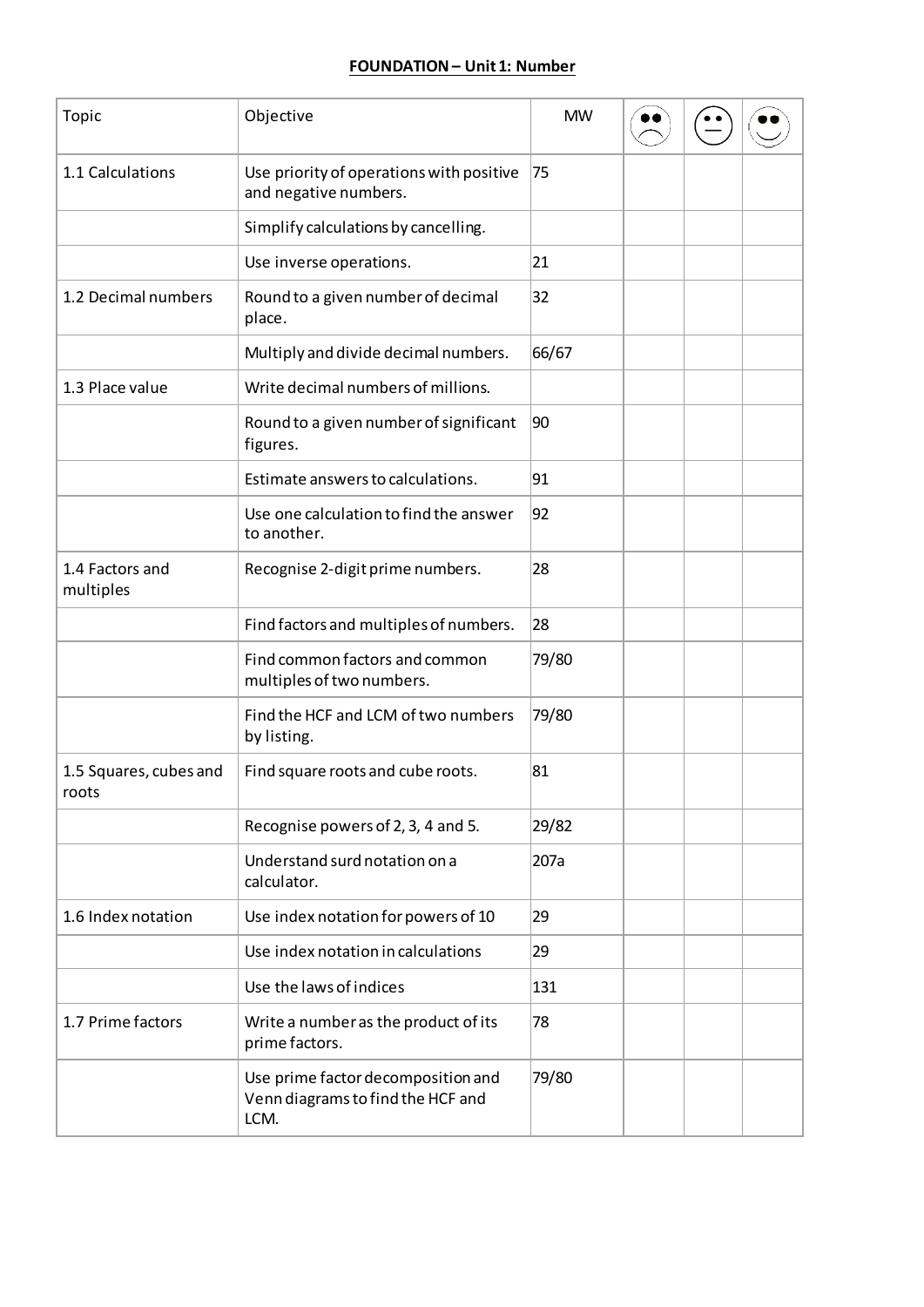**FOUNDATION – Unit 1: Number**

| Topic | Objective | MW | ☹ | 😐 | ☺ |
|---|---|---|---|---|---|
| 1.1 Calculations | Use priority of operations with positive and negative numbers. | 75 | | | |
| | Simplify calculations by cancelling. | | | | |
| | Use inverse operations. | 21 | | | |
| 1.2 Decimal numbers | Round to a given number of decimal place. | 32 | | | |
| | Multiply and divide decimal numbers. | 66/67 | | | |
| 1.3 Place value | Write decimal numbers of millions. | | | | |
| | Round to a given number of significant figures. | 90 | | | |
| | Estimate answers to calculations. | 91 | | | |
| | Use one calculation to find the answer to another. | 92 | | | |
| 1.4 Factors and multiples | Recognise 2-digit prime numbers. | 28 | | | |
| | Find factors and multiples of numbers. | 28 | | | |
| | Find common factors and common multiples of two numbers. | 79/80 | | | |
| | Find the HCF and LCM of two numbers by listing. | 79/80 | | | |
| 1.5 Squares, cubes and roots | Find square roots and cube roots. | 81 | | | |
| | Recognise powers of 2, 3, 4 and 5. | 29/82 | | | |
| | Understand surd notation on a calculator. | 207a | | | |
| 1.6 Index notation | Use index notation for powers of 10 | 29 | | | |
| | Use index notation in calculations | 29 | | | |
| | Use the laws of indices | 131 | | | |
| 1.7 Prime factors | Write a number as the product of its prime factors. | 78 | | | |
| | Use prime factor decomposition and Venn diagrams to find the HCF and LCM. | 79/80 | | | |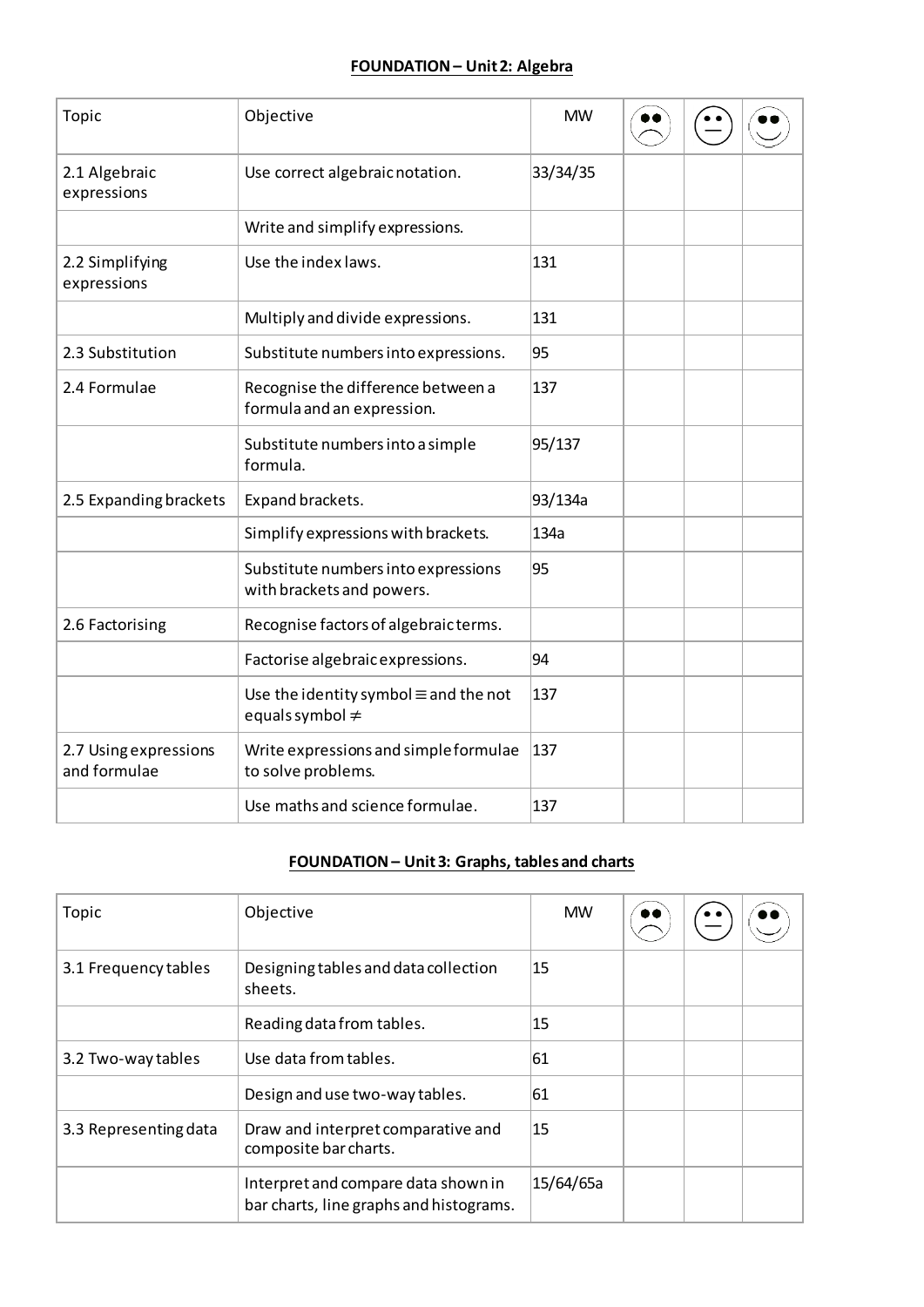## FOUNDATION – Unit 2: Algebra

| Topic | Objective | MW | ☹ | 😐 | ☺ |
|---|---|---|---|---|---|
| 2.1 Algebraic expressions | Use correct algebraic notation. | 33/34/35 | | | |
| | Write and simplify expressions. | | | | |
| 2.2 Simplifying expressions | Use the index laws. | 131 | | | |
| | Multiply and divide expressions. | 131 | | | |
| 2.3 Substitution | Substitute numbers into expressions. | 95 | | | |
| 2.4 Formulae | Recognise the difference between a formula and an expression. | 137 | | | |
| | Substitute numbers into a simple formula. | 95/137 | | | |
| 2.5 Expanding brackets | Expand brackets. | 93/134a | | | |
| | Simplify expressions with brackets. | 134a | | | |
| | Substitute numbers into expressions with brackets and powers. | 95 | | | |
| 2.6 Factorising | Recognise factors of algebraic terms. | | | | |
| | Factorise algebraic expressions. | 94 | | | |
| | Use the identity symbol $\equiv$ and the not equals symbol $\neq$ | 137 | | | |
| 2.7 Using expressions and formulae | Write expressions and simple formulae to solve problems. | 137 | | | |
| | Use maths and science formulae. | 137 | | | |

## FOUNDATION – Unit 3: Graphs, tables and charts

| Topic | Objective | MW | ☹ | 😐 | ☺ |
|---|---|---|---|---|---|
| 3.1 Frequency tables | Designing tables and data collection sheets. | 15 | | | |
| | Reading data from tables. | 15 | | | |
| 3.2 Two-way tables | Use data from tables. | 61 | | | |
| | Design and use two-way tables. | 61 | | | |
| 3.3 Representing data | Draw and interpret comparative and composite bar charts. | 15 | | | |
| | Interpret and compare data shown in bar charts, line graphs and histograms. | 15/64/65a | | | |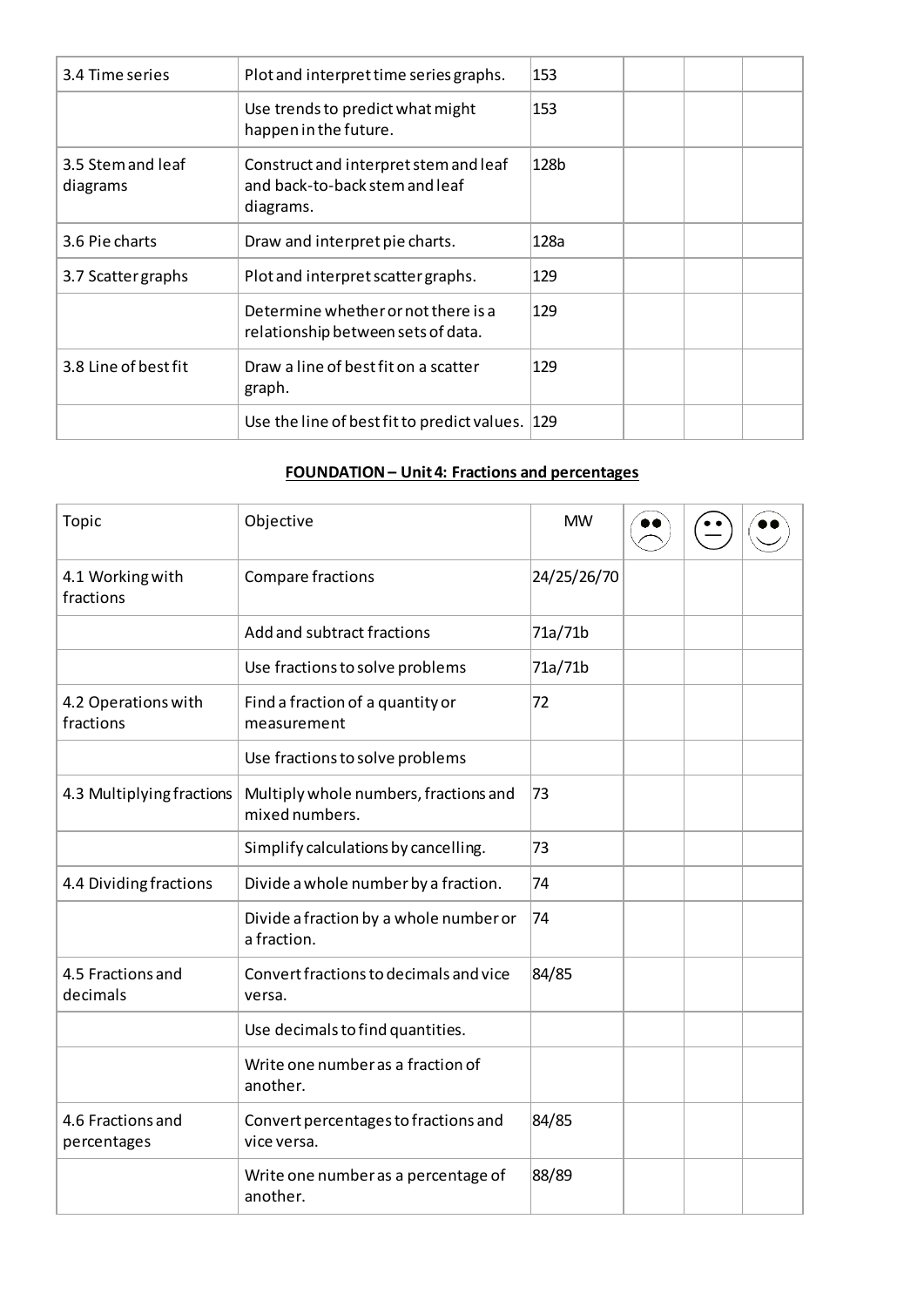| 3.4 Time series | Plot and interpret time series graphs. | 153 | | | |
|---|---|---|---|---|---|
| | Use trends to predict what might happen in the future. | 153 | | | |
| 3.5 Stem and leaf diagrams | Construct and interpret stem and leaf and back-to-back stem and leaf diagrams. | 128b | | | |
| 3.6 Pie charts | Draw and interpret pie charts. | 128a | | | |
| 3.7 Scatter graphs | Plot and interpret scatter graphs. | 129 | | | |
| | Determine whether or not there is a relationship between sets of data. | 129 | | | |
| 3.8 Line of best fit | Draw a line of best fit on a scatter graph. | 129 | | | |
| | Use the line of best fit to predict values. | 129 | | | |

## FOUNDATION – Unit 4: Fractions and percentages

| Topic | Objective | MW | ☹ | 😐 | ☺ |
|---|---|---|---|---|---|
| 4.1 Working with fractions | Compare fractions | 24/25/26/70 | | | |
| | Add and subtract fractions | 71a/71b | | | |
| | Use fractions to solve problems | 71a/71b | | | |
| 4.2 Operations with fractions | Find a fraction of a quantity or measurement | 72 | | | |
| | Use fractions to solve problems | | | | |
| 4.3 Multiplying fractions | Multiply whole numbers, fractions and mixed numbers. | 73 | | | |
| | Simplify calculations by cancelling. | 73 | | | |
| 4.4 Dividing fractions | Divide a whole number by a fraction. | 74 | | | |
| | Divide a fraction by a whole number or a fraction. | 74 | | | |
| 4.5 Fractions and decimals | Convert fractions to decimals and vice versa. | 84/85 | | | |
| | Use decimals to find quantities. | | | | |
| | Write one number as a fraction of another. | | | | |
| 4.6 Fractions and percentages | Convert percentages to fractions and vice versa. | 84/85 | | | |
| | Write one number as a percentage of another. | 88/89 | | | |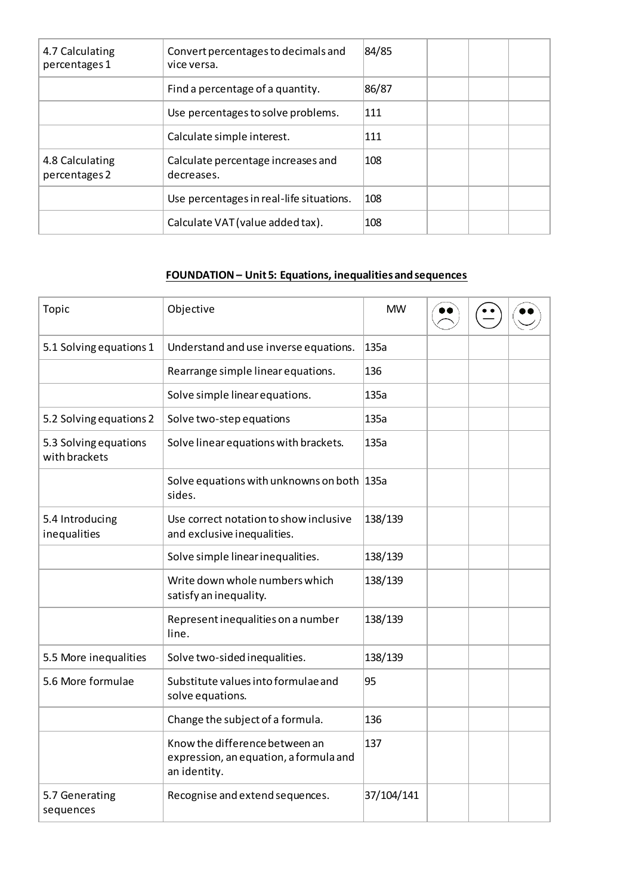| 4.7 Calculating percentages 1 | Convert percentages to decimals and vice versa. | 84/85 | | | |
|---|---|---|---|---|---|
| | Find a percentage of a quantity. | 86/87 | | | |
| | Use percentages to solve problems. | 111 | | | |
| | Calculate simple interest. | 111 | | | |
| 4.8 Calculating percentages 2 | Calculate percentage increases and decreases. | 108 | | | |
| | Use percentages in real-life situations. | 108 | | | |
| | Calculate VAT (value added tax). | 108 | | | |

**FOUNDATION – Unit 5: Equations, inequalities and sequences**

| Topic | Objective | MW | ☹ | 😐 | ☺ |
|---|---|---|---|---|---|
| 5.1 Solving equations 1 | Understand and use inverse equations. | 135a | | | |
| | Rearrange simple linear equations. | 136 | | | |
| | Solve simple linear equations. | 135a | | | |
| 5.2 Solving equations 2 | Solve two-step equations | 135a | | | |
| 5.3 Solving equations with brackets | Solve linear equations with brackets. | 135a | | | |
| | Solve equations with unknowns on both sides. | 135a | | | |
| 5.4 Introducing inequalities | Use correct notation to show inclusive and exclusive inequalities. | 138/139 | | | |
| | Solve simple linear inequalities. | 138/139 | | | |
| | Write down whole numbers which satisfy an inequality. | 138/139 | | | |
| | Represent inequalities on a number line. | 138/139 | | | |
| 5.5 More inequalities | Solve two-sided inequalities. | 138/139 | | | |
| 5.6 More formulae | Substitute values into formulae and solve equations. | 95 | | | |
| | Change the subject of a formula. | 136 | | | |
| | Know the difference between an expression, an equation, a formula and an identity. | 137 | | | |
| 5.7 Generating sequences | Recognise and extend sequences. | 37/104/141 | | | |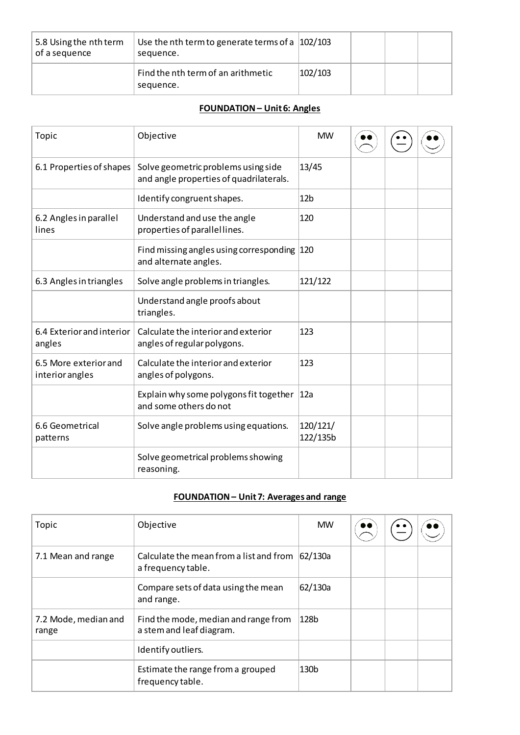| | | | | | |
|---|---|---|---|---|---|
| 5.8 Using the nth term of a sequence | Use the nth term to generate terms of a sequence. | 102/103 | | | |
| | Find the nth term of an arithmetic sequence. | 102/103 | | | |

**FOUNDATION – Unit 6: Angles**

| Topic | Objective | MW | ☹ | 😐 | ☺ |
|---|---|---|---|---|---|
| 6.1 Properties of shapes | Solve geometric problems using side and angle properties of quadrilaterals. | 13/45 | | | |
| | Identify congruent shapes. | 12b | | | |
| 6.2 Angles in parallel lines | Understand and use the angle properties of parallel lines. | 120 | | | |
| | Find missing angles using corresponding and alternate angles. | 120 | | | |
| 6.3 Angles in triangles | Solve angle problems in triangles. | 121/122 | | | |
| | Understand angle proofs about triangles. | | | | |
| 6.4 Exterior and interior angles | Calculate the interior and exterior angles of regular polygons. | 123 | | | |
| 6.5 More exterior and interior angles | Calculate the interior and exterior angles of polygons. | 123 | | | |
| | Explain why some polygons fit together and some others do not | 12a | | | |
| 6.6 Geometrical patterns | Solve angle problems using equations. | 120/121/122/135b | | | |
| | Solve geometrical problems showing reasoning. | | | | |

**FOUNDATION – Unit 7: Averages and range**

| Topic | Objective | MW | ☹ | 😐 | ☺ |
|---|---|---|---|---|---|
| 7.1 Mean and range | Calculate the mean from a list and from a frequency table. | 62/130a | | | |
| | Compare sets of data using the mean and range. | 62/130a | | | |
| 7.2 Mode, median and range | Find the mode, median and range from a stem and leaf diagram. | 128b | | | |
| | Identify outliers. | | | | |
| | Estimate the range from a grouped frequency table. | 130b | | | |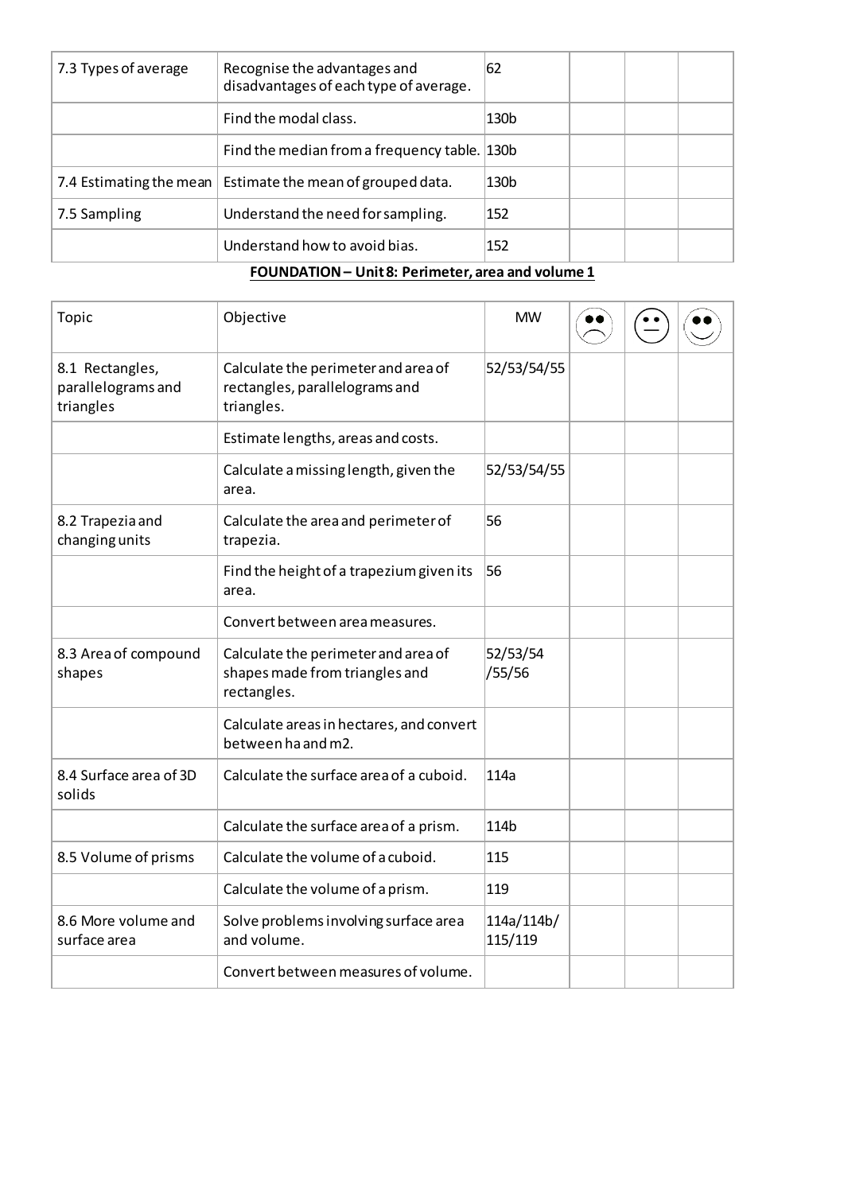| 7.3 Types of average | Recognise the advantages and disadvantages of each type of average. | 62 | | | |
|---|---|---|---|---|---|
| | Find the modal class. | 130b | | | |
| | Find the median from a frequency table. | 130b | | | |
| 7.4 Estimating the mean | Estimate the mean of grouped data. | 130b | | | |
| 7.5 Sampling | Understand the need for sampling. | 152 | | | |
| | Understand how to avoid bias. | 152 | | | |

**FOUNDATION – Unit 8: Perimeter, area and volume 1**

| Topic | Objective | MW | ☹ | 😐 | ☺ |
|---|---|---|---|---|---|
| 8.1 Rectangles, parallelograms and triangles | Calculate the perimeter and area of rectangles, parallelograms and triangles. | 52/53/54/55 | | | |
| | Estimate lengths, areas and costs. | | | | |
| | Calculate a missing length, given the area. | 52/53/54/55 | | | |
| 8.2 Trapezia and changing units | Calculate the area and perimeter of trapezia. | 56 | | | |
| | Find the height of a trapezium given its area. | 56 | | | |
| | Convert between area measures. | | | | |
| 8.3 Area of compound shapes | Calculate the perimeter and area of shapes made from triangles and rectangles. | 52/53/54/55/56 | | | |
| | Calculate areas in hectares, and convert between ha and m2. | | | | |
| 8.4 Surface area of 3D solids | Calculate the surface area of a cuboid. | 114a | | | |
| | Calculate the surface area of a prism. | 114b | | | |
| 8.5 Volume of prisms | Calculate the volume of a cuboid. | 115 | | | |
| | Calculate the volume of a prism. | 119 | | | |
| 8.6 More volume and surface area | Solve problems involving surface area and volume. | 114a/114b/115/119 | | | |
| | Convert between measures of volume. | | | | |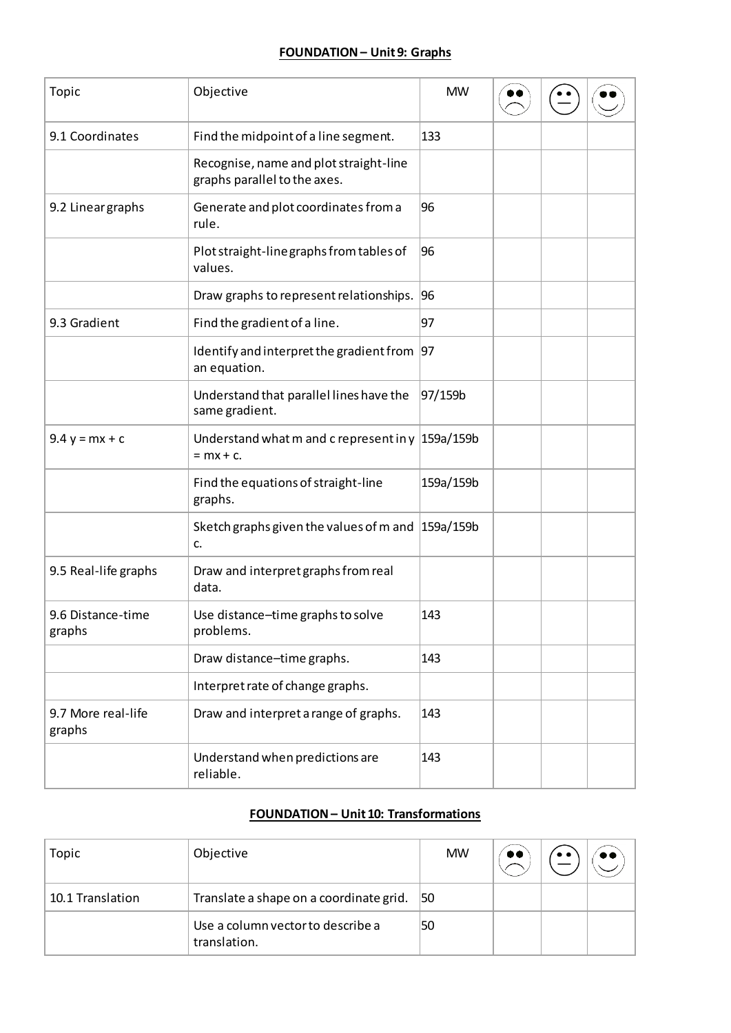## FOUNDATION – Unit 9: Graphs

| Topic | Objective | MW | ☹ | 😐 | ☺ |
|---|---|---|---|---|---|
| 9.1 Coordinates | Find the midpoint of a line segment. | 133 | | | |
| | Recognise, name and plot straight-line graphs parallel to the axes. | | | | |
| 9.2 Linear graphs | Generate and plot coordinates from a rule. | 96 | | | |
| | Plot straight-line graphs from tables of values. | 96 | | | |
| | Draw graphs to represent relationships. | 96 | | | |
| 9.3 Gradient | Find the gradient of a line. | 97 | | | |
| | Identify and interpret the gradient from an equation. | 97 | | | |
| | Understand that parallel lines have the same gradient. | 97/159b | | | |
| 9.4 $y = mx + c$ | Understand what m and c represent in $y = mx + c$. | 159a/159b | | | |
| | Find the equations of straight-line graphs. | 159a/159b | | | |
| | Sketch graphs given the values of m and c. | 159a/159b | | | |
| 9.5 Real-life graphs | Draw and interpret graphs from real data. | | | | |
| 9.6 Distance-time graphs | Use distance–time graphs to solve problems. | 143 | | | |
| | Draw distance–time graphs. | 143 | | | |
| | Interpret rate of change graphs. | | | | |
| 9.7 More real-life graphs | Draw and interpret a range of graphs. | 143 | | | |
| | Understand when predictions are reliable. | 143 | | | |

## FOUNDATION – Unit 10: Transformations

| Topic | Objective | MW | ☹ | 😐 | ☺ |
|---|---|---|---|---|---|
| 10.1 Translation | Translate a shape on a coordinate grid. | 50 | | | |
| | Use a column vector to describe a translation. | 50 | | | |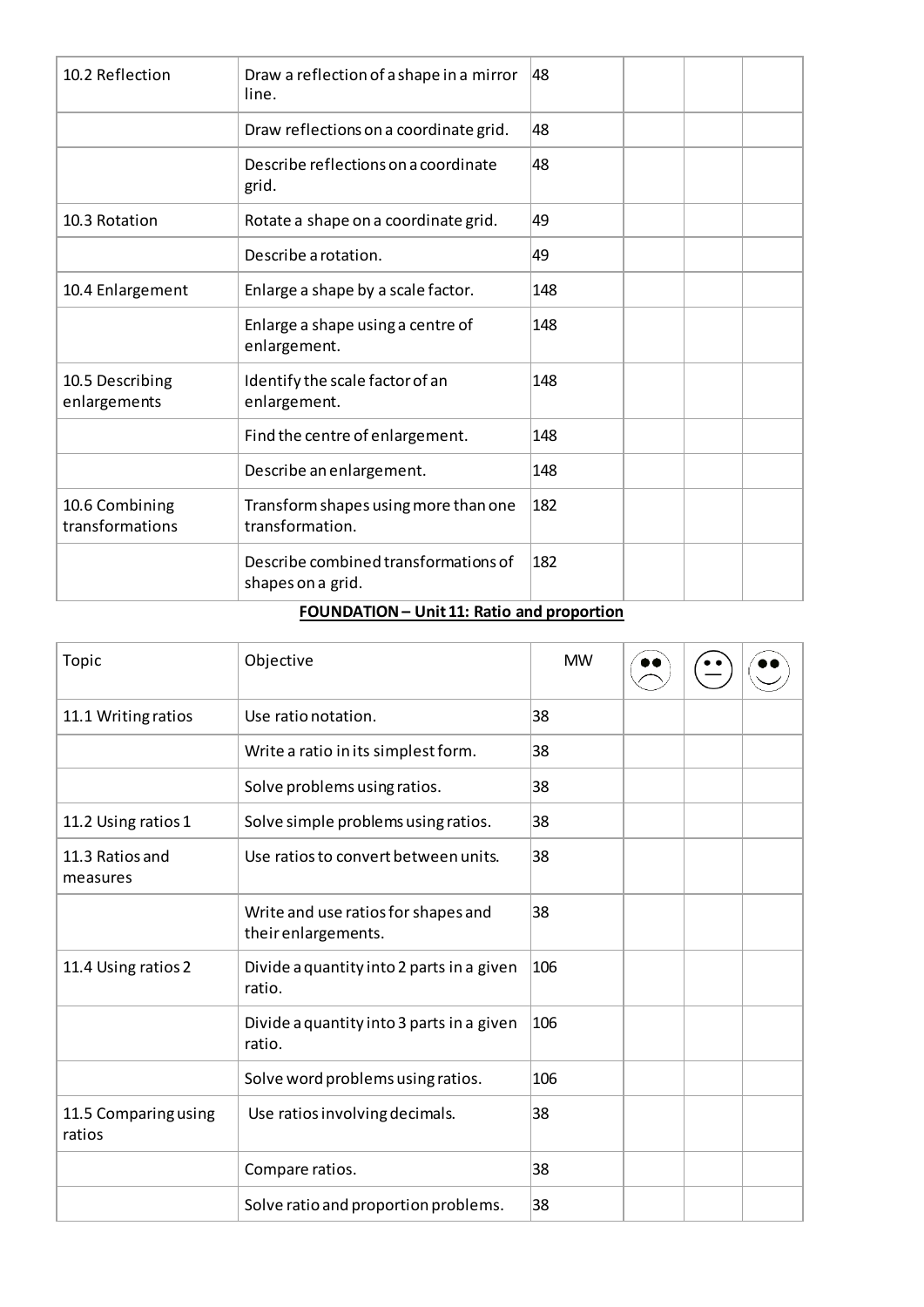| | | | | | |
|---|---|---|---|---|---|
| 10.2 Reflection | Draw a reflection of a shape in a mirror line. | 48 | | | |
| | Draw reflections on a coordinate grid. | 48 | | | |
| | Describe reflections on a coordinate grid. | 48 | | | |
| 10.3 Rotation | Rotate a shape on a coordinate grid. | 49 | | | |
| | Describe a rotation. | 49 | | | |
| 10.4 Enlargement | Enlarge a shape by a scale factor. | 148 | | | |
| | Enlarge a shape using a centre of enlargement. | 148 | | | |
| 10.5 Describing enlargements | Identify the scale factor of an enlargement. | 148 | | | |
| | Find the centre of enlargement. | 148 | | | |
| | Describe an enlargement. | 148 | | | |
| 10.6 Combining transformations | Transform shapes using more than one transformation. | 182 | | | |
| | Describe combined transformations of shapes on a grid. | 182 | | | |

**FOUNDATION – Unit 11: Ratio and proportion**

| Topic | Objective | MW | ☹ | 😐 | ☺ |
|---|---|---|---|---|---|
| 11.1 Writing ratios | Use ratio notation. | 38 | | | |
| | Write a ratio in its simplest form. | 38 | | | |
| | Solve problems using ratios. | 38 | | | |
| 11.2 Using ratios 1 | Solve simple problems using ratios. | 38 | | | |
| 11.3 Ratios and measures | Use ratios to convert between units. | 38 | | | |
| | Write and use ratios for shapes and their enlargements. | 38 | | | |
| 11.4 Using ratios 2 | Divide a quantity into 2 parts in a given ratio. | 106 | | | |
| | Divide a quantity into 3 parts in a given ratio. | 106 | | | |
| | Solve word problems using ratios. | 106 | | | |
| 11.5 Comparing using ratios | Use ratios involving decimals. | 38 | | | |
| | Compare ratios. | 38 | | | |
| | Solve ratio and proportion problems. | 38 | | | |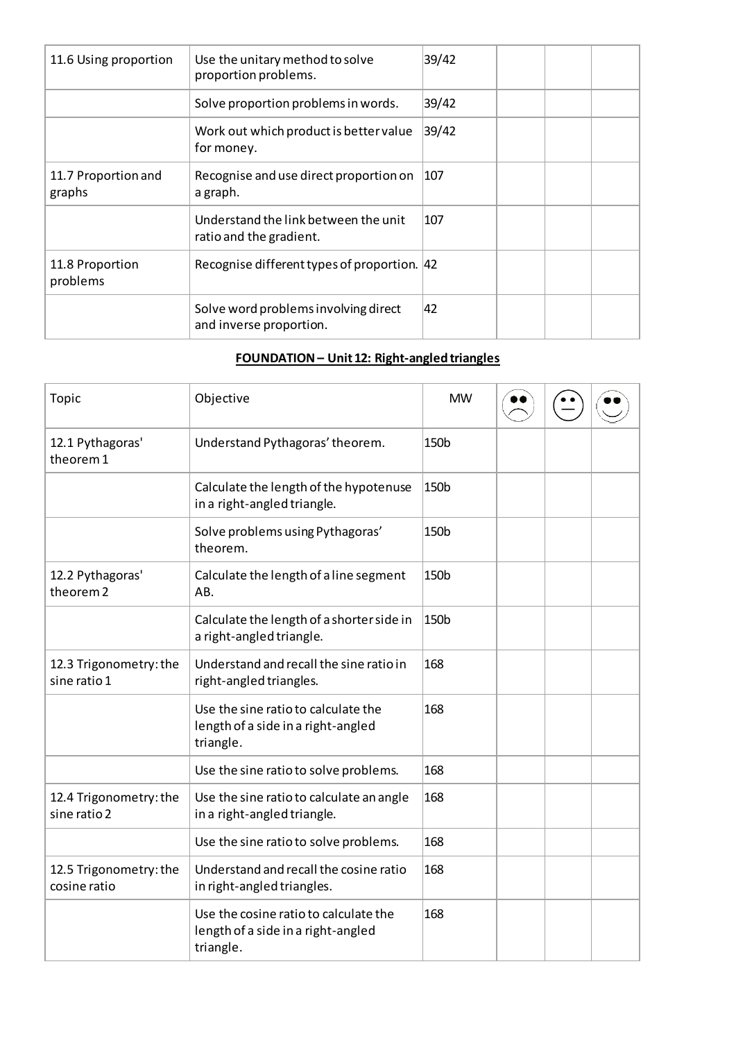| 11.6 Using proportion | Use the unitary method to solve proportion problems. | 39/42 | | | |
|---|---|---|---|---|---|
| | Solve proportion problems in words. | 39/42 | | | |
| | Work out which product is better value for money. | 39/42 | | | |
| 11.7 Proportion and graphs | Recognise and use direct proportion on a graph. | 107 | | | |
| | Understand the link between the unit ratio and the gradient. | 107 | | | |
| 11.8 Proportion problems | Recognise different types of proportion. | 42 | | | |
| | Solve word problems involving direct and inverse proportion. | 42 | | | |

## FOUNDATION – Unit 12: Right-angled triangles

| Topic | Objective | MW | ☹ | 😐 | ☺ |
|---|---|---|---|---|---|
| 12.1 Pythagoras' theorem 1 | Understand Pythagoras' theorem. | 150b | | | |
| | Calculate the length of the hypotenuse in a right-angled triangle. | 150b | | | |
| | Solve problems using Pythagoras' theorem. | 150b | | | |
| 12.2 Pythagoras' theorem 2 | Calculate the length of a line segment AB. | 150b | | | |
| | Calculate the length of a shorter side in a right-angled triangle. | 150b | | | |
| 12.3 Trigonometry: the sine ratio 1 | Understand and recall the sine ratio in right-angled triangles. | 168 | | | |
| | Use the sine ratio to calculate the length of a side in a right-angled triangle. | 168 | | | |
| | Use the sine ratio to solve problems. | 168 | | | |
| 12.4 Trigonometry: the sine ratio 2 | Use the sine ratio to calculate an angle in a right-angled triangle. | 168 | | | |
| | Use the sine ratio to solve problems. | 168 | | | |
| 12.5 Trigonometry: the cosine ratio | Understand and recall the cosine ratio in right-angled triangles. | 168 | | | |
| | Use the cosine ratio to calculate the length of a side in a right-angled triangle. | 168 | | | |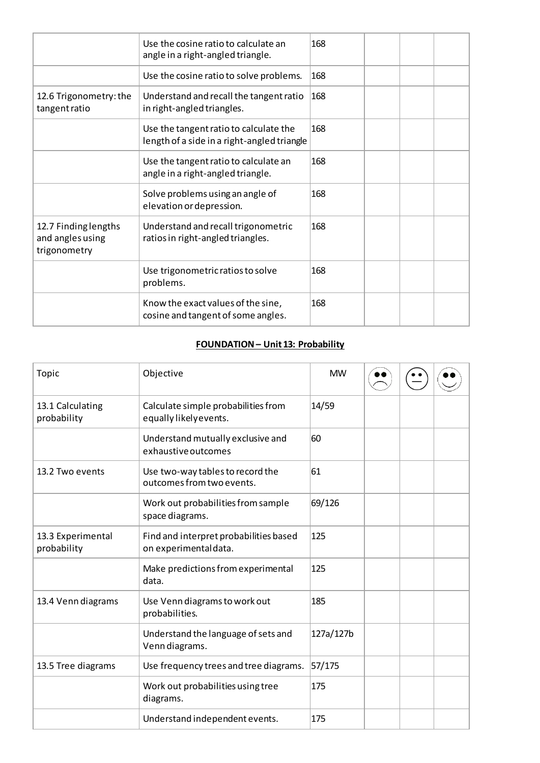| | | | | | |
|---|---|---|---|---|---|
| | Use the cosine ratio to calculate an angle in a right-angled triangle. | 168 | | | |
| | Use the cosine ratio to solve problems. | 168 | | | |
| 12.6 Trigonometry: the tangent ratio | Understand and recall the tangent ratio in right-angled triangles. | 168 | | | |
| | Use the tangent ratio to calculate the length of a side in a right-angled triangle | 168 | | | |
| | Use the tangent ratio to calculate an angle in a right-angled triangle. | 168 | | | |
| | Solve problems using an angle of elevation or depression. | 168 | | | |
| 12.7 Finding lengths and angles using trigonometry | Understand and recall trigonometric ratios in right-angled triangles. | 168 | | | |
| | Use trigonometric ratios to solve problems. | 168 | | | |
| | Know the exact values of the sine, cosine and tangent of some angles. | 168 | | | |

## FOUNDATION – Unit 13: Probability

| Topic | Objective | MW | ☹ | 😐 | ☺ |
|---|---|---|---|---|---|
| 13.1 Calculating probability | Calculate simple probabilities from equally likely events. | 14/59 | | | |
| | Understand mutually exclusive and exhaustive outcomes | 60 | | | |
| 13.2 Two events | Use two-way tables to record the outcomes from two events. | 61 | | | |
| | Work out probabilities from sample space diagrams. | 69/126 | | | |
| 13.3 Experimental probability | Find and interpret probabilities based on experimental data. | 125 | | | |
| | Make predictions from experimental data. | 125 | | | |
| 13.4 Venn diagrams | Use Venn diagrams to work out probabilities. | 185 | | | |
| | Understand the language of sets and Venn diagrams. | 127a/127b | | | |
| 13.5 Tree diagrams | Use frequency trees and tree diagrams. | 57/175 | | | |
| | Work out probabilities using tree diagrams. | 175 | | | |
| | Understand independent events. | 175 | | | |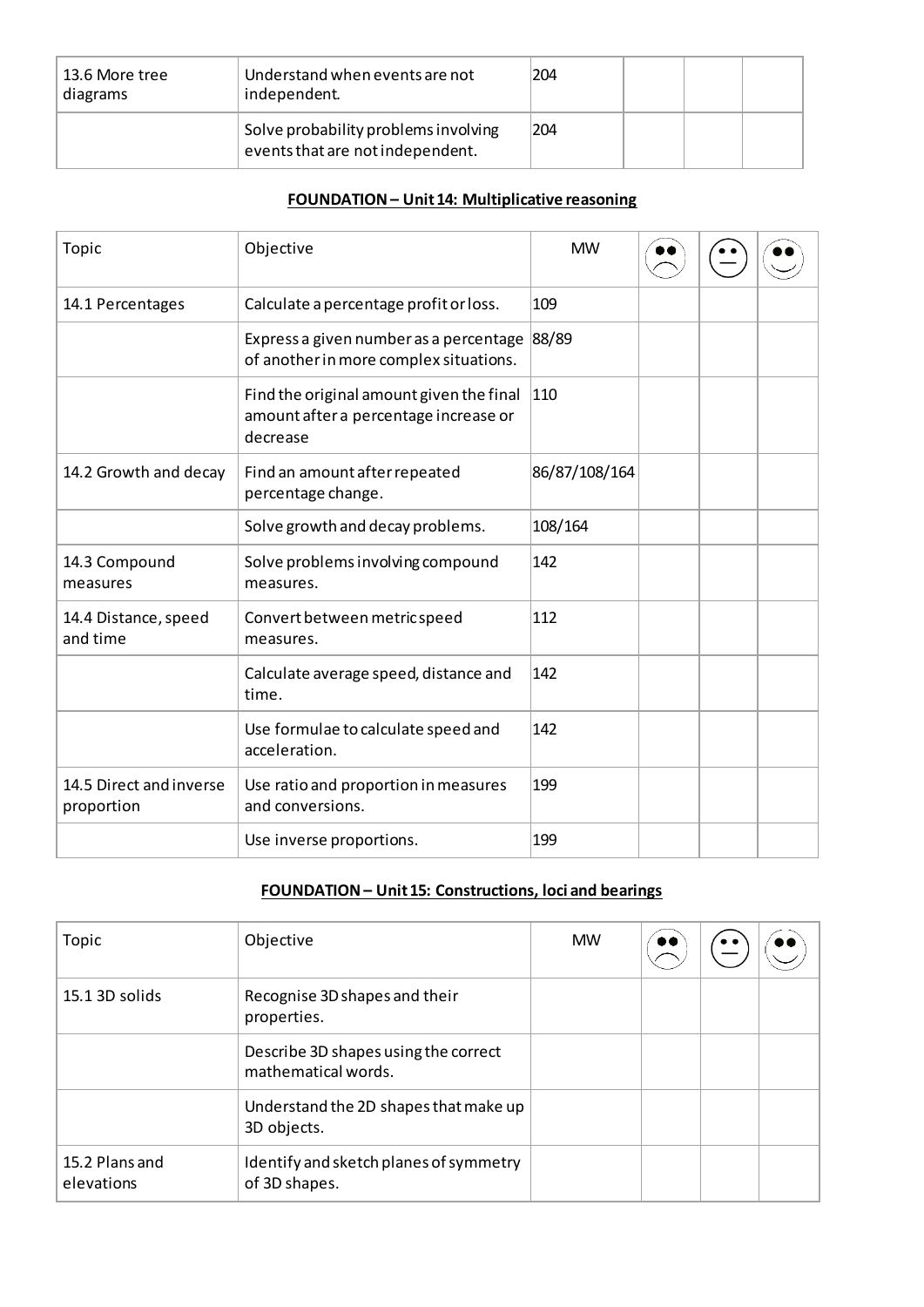| 13.6 More tree diagrams | Understand when events are not independent. | 204 | | | |
|---|---|---|---|---|---|
| | Solve probability problems involving events that are not independent. | 204 | | | |

**FOUNDATION – Unit 14: Multiplicative reasoning**

| Topic | Objective | MW | ☹ | 😐 | ☺ |
|---|---|---|---|---|---|
| 14.1 Percentages | Calculate a percentage profit or loss. | 109 | | | |
| | Express a given number as a percentage of another in more complex situations. | 88/89 | | | |
| | Find the original amount given the final amount after a percentage increase or decrease | 110 | | | |
| 14.2 Growth and decay | Find an amount after repeated percentage change. | 86/87/108/164 | | | |
| | Solve growth and decay problems. | 108/164 | | | |
| 14.3 Compound measures | Solve problems involving compound measures. | 142 | | | |
| 14.4 Distance, speed and time | Convert between metric speed measures. | 112 | | | |
| | Calculate average speed, distance and time. | 142 | | | |
| | Use formulae to calculate speed and acceleration. | 142 | | | |
| 14.5 Direct and inverse proportion | Use ratio and proportion in measures and conversions. | 199 | | | |
| | Use inverse proportions. | 199 | | | |

**FOUNDATION – Unit 15: Constructions, loci and bearings**

| Topic | Objective | MW | ☹ | 😐 | ☺ |
|---|---|---|---|---|---|
| 15.1 3D solids | Recognise 3D shapes and their properties. | | | | |
| | Describe 3D shapes using the correct mathematical words. | | | | |
| | Understand the 2D shapes that make up 3D objects. | | | | |
| 15.2 Plans and elevations | Identify and sketch planes of symmetry of 3D shapes. | | | | |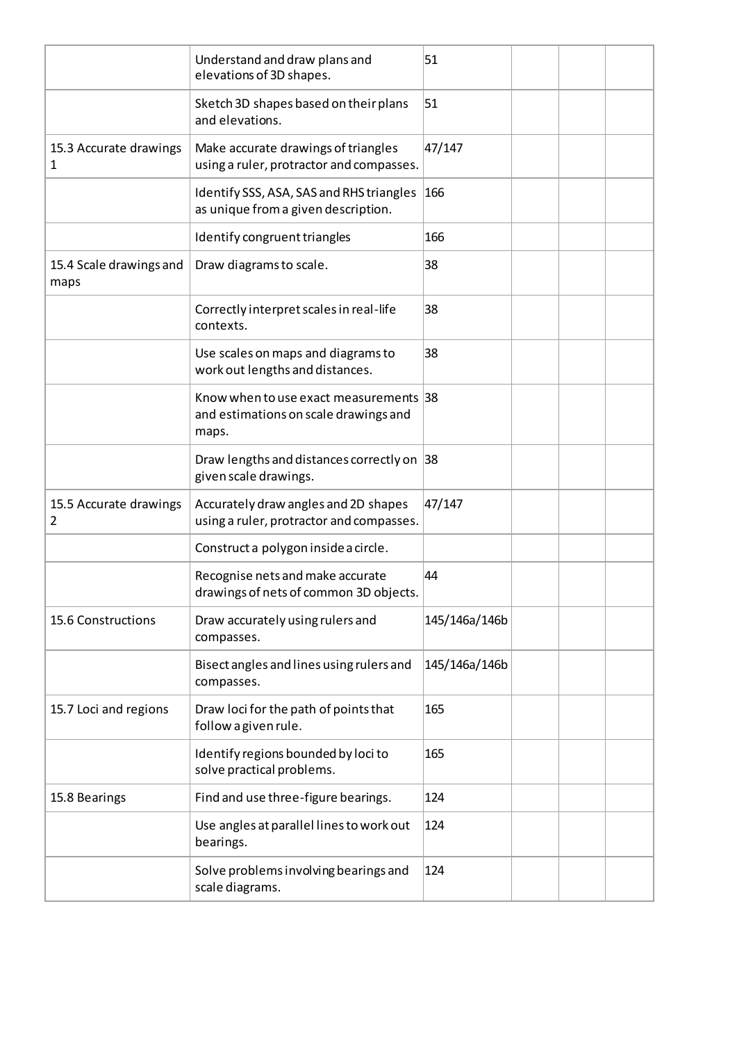| | | | | | |
|---|---|---|---|---|---|
| | Understand and draw plans and elevations of 3D shapes. | 51 | | | |
| | Sketch 3D shapes based on their plans and elevations. | 51 | | | |
| 15.3 Accurate drawings 1 | Make accurate drawings of triangles using a ruler, protractor and compasses. | 47/147 | | | |
| | Identify SSS, ASA, SAS and RHS triangles as unique from a given description. | 166 | | | |
| | Identify congruent triangles | 166 | | | |
| 15.4 Scale drawings and maps | Draw diagrams to scale. | 38 | | | |
| | Correctly interpret scales in real-life contexts. | 38 | | | |
| | Use scales on maps and diagrams to work out lengths and distances. | 38 | | | |
| | Know when to use exact measurements and estimations on scale drawings and maps. | 38 | | | |
| | Draw lengths and distances correctly on given scale drawings. | 38 | | | |
| 15.5 Accurate drawings 2 | Accurately draw angles and 2D shapes using a ruler, protractor and compasses. | 47/147 | | | |
| | Construct a polygon inside a circle. | | | | |
| | Recognise nets and make accurate drawings of nets of common 3D objects. | 44 | | | |
| 15.6 Constructions | Draw accurately using rulers and compasses. | 145/146a/146b | | | |
| | Bisect angles and lines using rulers and compasses. | 145/146a/146b | | | |
| 15.7 Loci and regions | Draw loci for the path of points that follow a given rule. | 165 | | | |
| | Identify regions bounded by loci to solve practical problems. | 165 | | | |
| 15.8 Bearings | Find and use three-figure bearings. | 124 | | | |
| | Use angles at parallel lines to work out bearings. | 124 | | | |
| | Solve problems involving bearings and scale diagrams. | 124 | | | |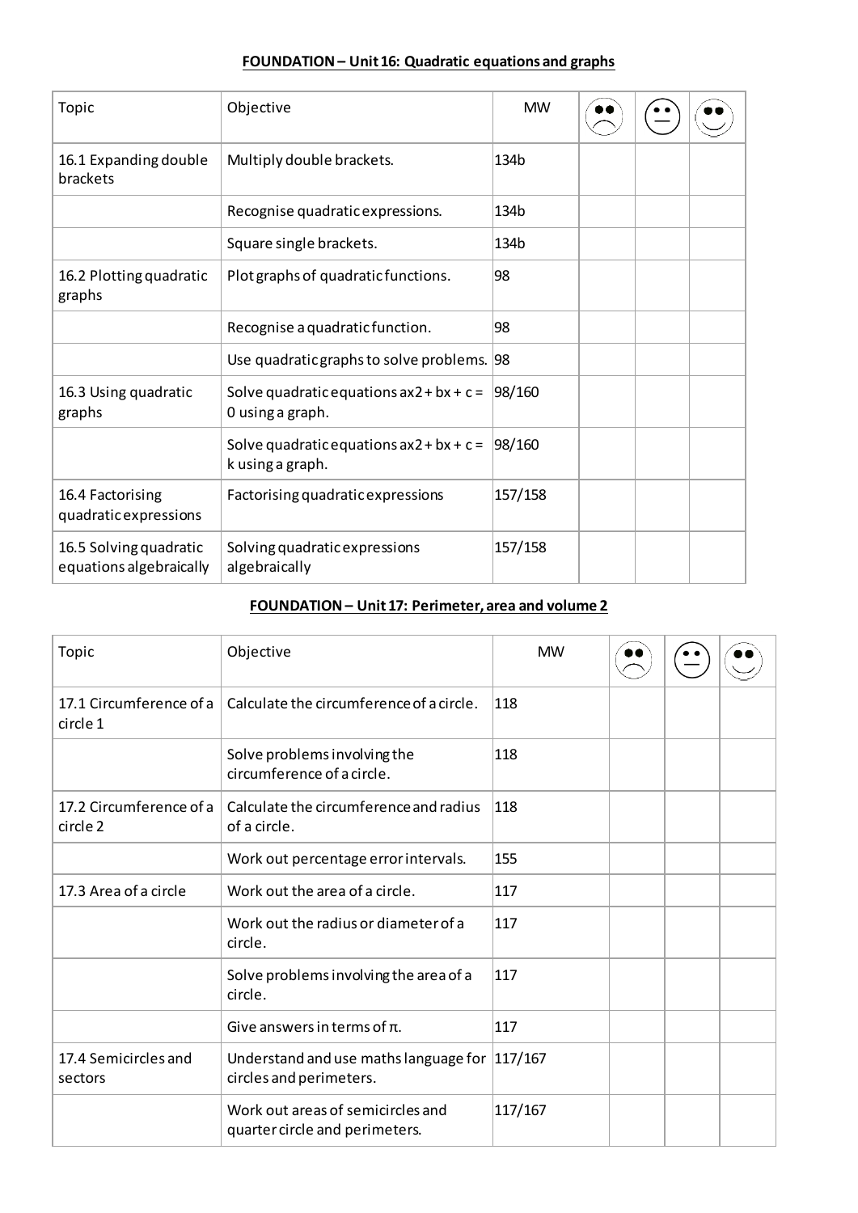## FOUNDATION – Unit 16: Quadratic equations and graphs

| Topic | Objective | MW | ☹ | 😐 | ☺ |
|---|---|---|---|---|---|
| 16.1 Expanding double brackets | Multiply double brackets. | 134b | | | |
| | Recognise quadratic expressions. | 134b | | | |
| | Square single brackets. | 134b | | | |
| 16.2 Plotting quadratic graphs | Plot graphs of quadratic functions. | 98 | | | |
| | Recognise a quadratic function. | 98 | | | |
| | Use quadratic graphs to solve problems. | 98 | | | |
| 16.3 Using quadratic graphs | Solve quadratic equations ax2 + bx + c = 0 using a graph. | 98/160 | | | |
| | Solve quadratic equations ax2 + bx + c = k using a graph. | 98/160 | | | |
| 16.4 Factorising quadratic expressions | Factorising quadratic expressions | 157/158 | | | |
| 16.5 Solving quadratic equations algebraically | Solving quadratic expressions algebraically | 157/158 | | | |

## FOUNDATION – Unit 17: Perimeter, area and volume 2

| Topic | Objective | MW | ☹ | 😐 | ☺ |
|---|---|---|---|---|---|
| 17.1 Circumference of a circle 1 | Calculate the circumference of a circle. | 118 | | | |
| | Solve problems involving the circumference of a circle. | 118 | | | |
| 17.2 Circumference of a circle 2 | Calculate the circumference and radius of a circle. | 118 | | | |
| | Work out percentage error intervals. | 155 | | | |
| 17.3 Area of a circle | Work out the area of a circle. | 117 | | | |
| | Work out the radius or diameter of a circle. | 117 | | | |
| | Solve problems involving the area of a circle. | 117 | | | |
| | Give answers in terms of $\pi$. | 117 | | | |
| 17.4 Semicircles and sectors | Understand and use maths language for circles and perimeters. | 117/167 | | | |
| | Work out areas of semicircles and quarter circle and perimeters. | 117/167 | | | |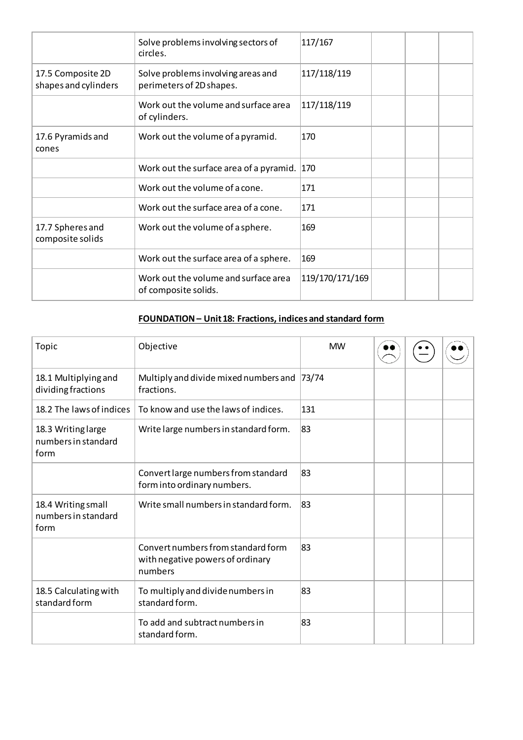| | | | | | |
|---|---|---|---|---|---|
| | Solve problems involving sectors of circles. | 117/167 | | | |
| 17.5 Composite 2D shapes and cylinders | Solve problems involving areas and perimeters of 2D shapes. | 117/118/119 | | | |
| | Work out the volume and surface area of cylinders. | 117/118/119 | | | |
| 17.6 Pyramids and cones | Work out the volume of a pyramid. | 170 | | | |
| | Work out the surface area of a pyramid. | 170 | | | |
| | Work out the volume of a cone. | 171 | | | |
| | Work out the surface area of a cone. | 171 | | | |
| 17.7 Spheres and composite solids | Work out the volume of a sphere. | 169 | | | |
| | Work out the surface area of a sphere. | 169 | | | |
| | Work out the volume and surface area of composite solids. | 119/170/171/169 | | | |

## FOUNDATION – Unit 18: Fractions, indices and standard form

| Topic | Objective | MW | ☹ | 😐 | ☺ |
|---|---|---|---|---|---|
| 18.1 Multiplying and dividing fractions | Multiply and divide mixed numbers and fractions. | 73/74 | | | |
| 18.2 The laws of indices | To know and use the laws of indices. | 131 | | | |
| 18.3 Writing large numbers in standard form | Write large numbers in standard form. | 83 | | | |
| | Convert large numbers from standard form into ordinary numbers. | 83 | | | |
| 18.4 Writing small numbers in standard form | Write small numbers in standard form. | 83 | | | |
| | Convert numbers from standard form with negative powers of ordinary numbers | 83 | | | |
| 18.5 Calculating with standard form | To multiply and divide numbers in standard form. | 83 | | | |
| | To add and subtract numbers in standard form. | 83 | | | |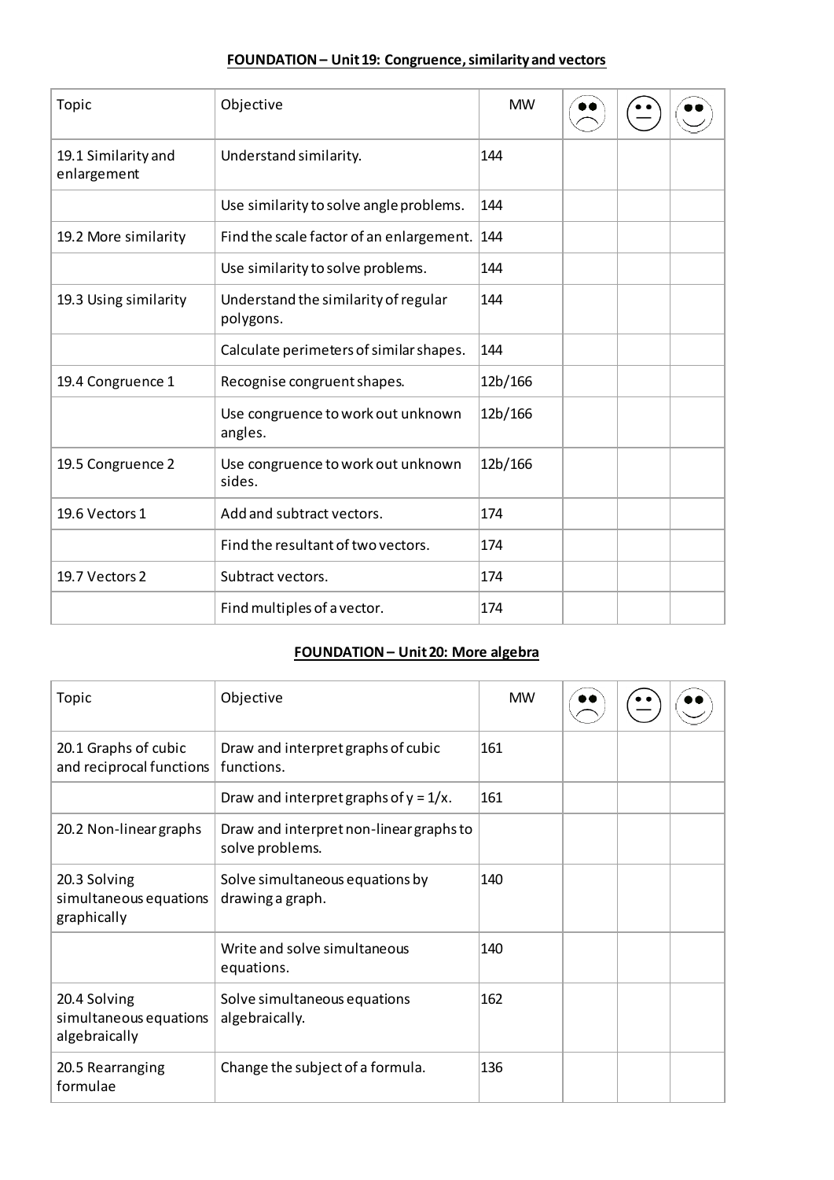## FOUNDATION – Unit 19: Congruence, similarity and vectors

| Topic | Objective | MW | ☹ | 😐 | ☺ |
|---|---|---|---|---|---|
| 19.1 Similarity and enlargement | Understand similarity. | 144 | | | |
| | Use similarity to solve angle problems. | 144 | | | |
| 19.2 More similarity | Find the scale factor of an enlargement. | 144 | | | |
| | Use similarity to solve problems. | 144 | | | |
| 19.3 Using similarity | Understand the similarity of regular polygons. | 144 | | | |
| | Calculate perimeters of similar shapes. | 144 | | | |
| 19.4 Congruence 1 | Recognise congruent shapes. | 12b/166 | | | |
| | Use congruence to work out unknown angles. | 12b/166 | | | |
| 19.5 Congruence 2 | Use congruence to work out unknown sides. | 12b/166 | | | |
| 19.6 Vectors 1 | Add and subtract vectors. | 174 | | | |
| | Find the resultant of two vectors. | 174 | | | |
| 19.7 Vectors 2 | Subtract vectors. | 174 | | | |
| | Find multiples of a vector. | 174 | | | |

## FOUNDATION – Unit 20: More algebra

| Topic | Objective | MW | ☹ | 😐 | ☺ |
|---|---|---|---|---|---|
| 20.1 Graphs of cubic and reciprocal functions | Draw and interpret graphs of cubic functions. | 161 | | | |
| | Draw and interpret graphs of $y = 1/x$. | 161 | | | |
| 20.2 Non-linear graphs | Draw and interpret non-linear graphs to solve problems. | | | | |
| 20.3 Solving simultaneous equations graphically | Solve simultaneous equations by drawing a graph. | 140 | | | |
| | Write and solve simultaneous equations. | 140 | | | |
| 20.4 Solving simultaneous equations algebraically | Solve simultaneous equations algebraically. | 162 | | | |
| 20.5 Rearranging formulae | Change the subject of a formula. | 136 | | | |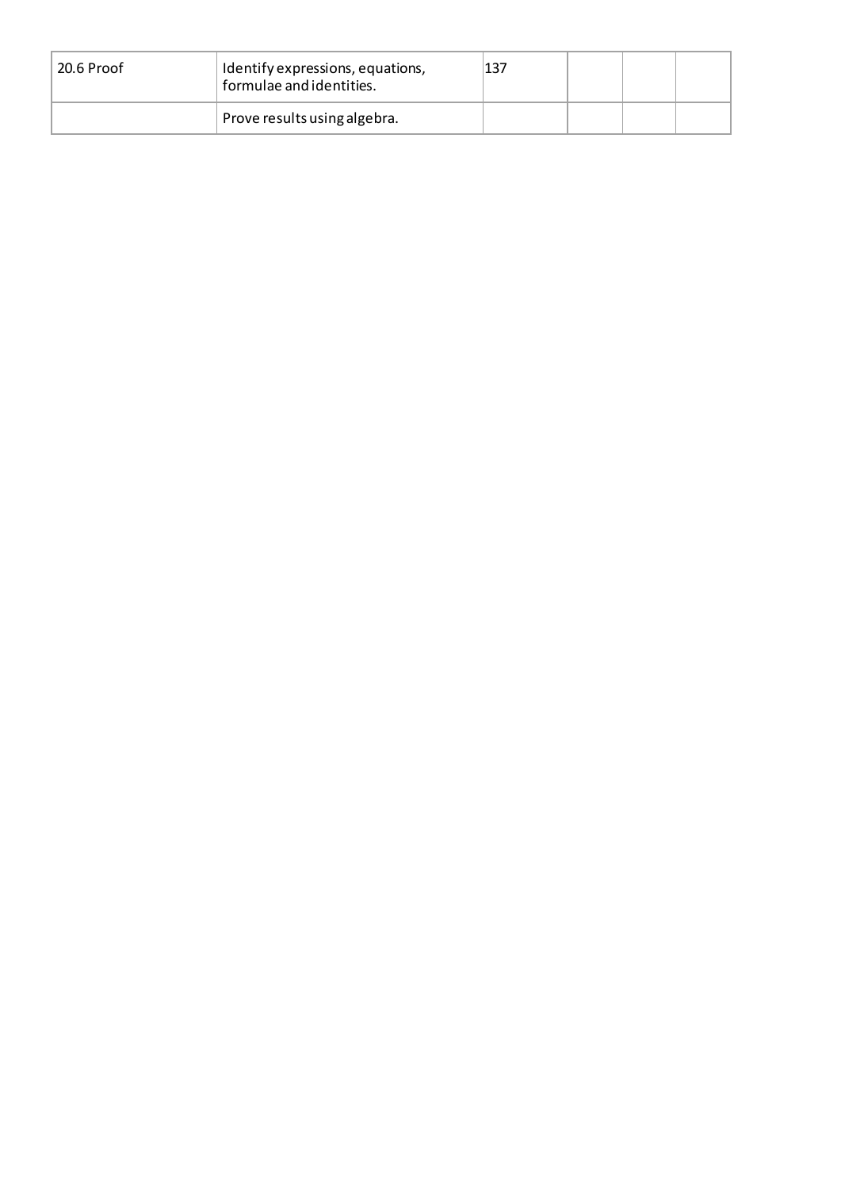| | | | | | |
|---|---|---|---|---|---|
| 20.6 Proof | Identify expressions, equations, formulae and identities. | 137 | | | |
| | Prove results using algebra. | | | | |